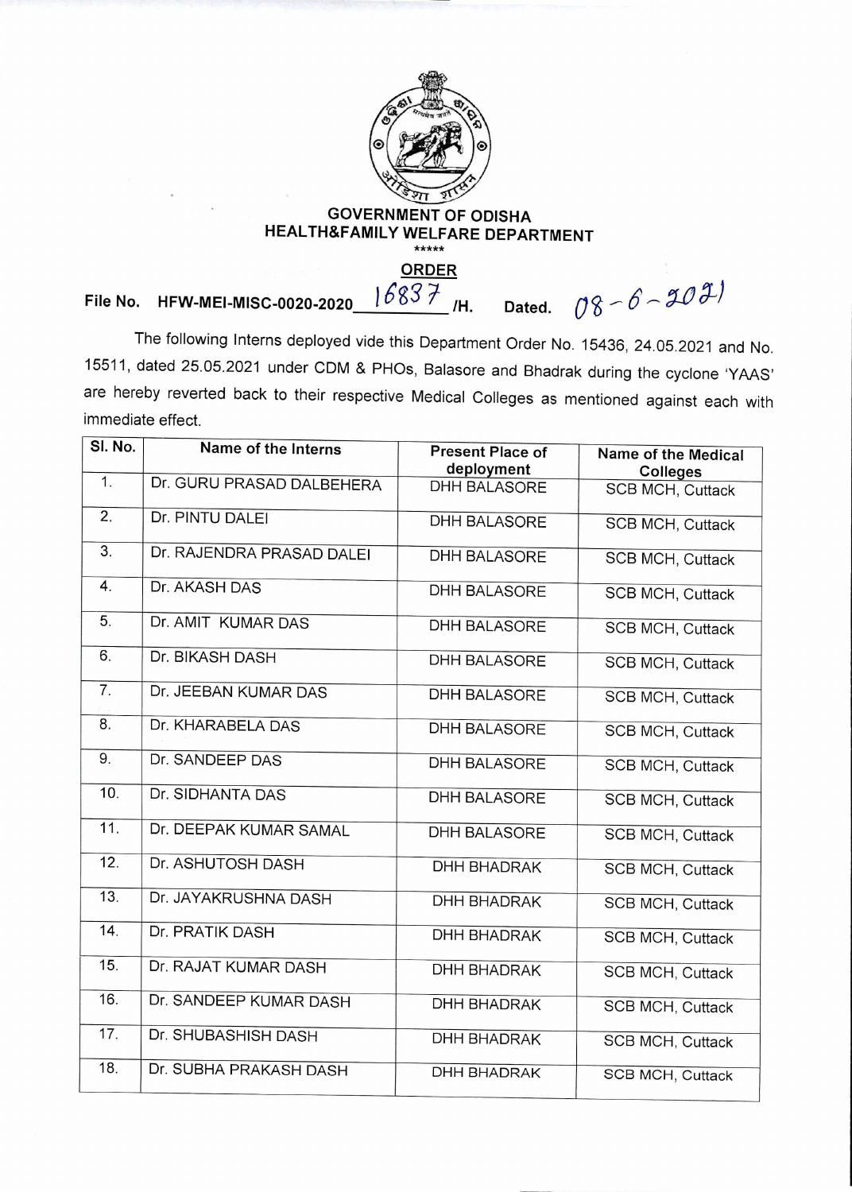**GOVERNMENT OF ODISHA**
**HEALTH&FAMILY WELFARE DEPARTMENT**

\*\*\*\*\*

**ORDER**

File No. HFW-MEI-MISC-0020-2020 16837 /H. Dated. 08-6-2021

The following Interns deployed vide this Department Order No. 15436, 24.05.2021 and No. 15511, dated 25.05.2021 under CDM & PHOs, Balasore and Bhadrak during the cyclone 'YAAS' are hereby reverted back to their respective Medical Colleges as mentioned against each with immediate effect.

| Sl. No. | Name of the Interns | Present Place of deployment | Name of the Medical Colleges |
|---|---|---|---|
| 1. | Dr. GURU PRASAD DALBEHERA | DHH BALASORE | SCB MCH, Cuttack |
| 2. | Dr. PINTU DALEI | DHH BALASORE | SCB MCH, Cuttack |
| 3. | Dr. RAJENDRA PRASAD DALEI | DHH BALASORE | SCB MCH, Cuttack |
| 4. | Dr. AKASH DAS | DHH BALASORE | SCB MCH, Cuttack |
| 5. | Dr. AMIT KUMAR DAS | DHH BALASORE | SCB MCH, Cuttack |
| 6. | Dr. BIKASH DASH | DHH BALASORE | SCB MCH, Cuttack |
| 7. | Dr. JEEBAN KUMAR DAS | DHH BALASORE | SCB MCH, Cuttack |
| 8. | Dr. KHARABELA DAS | DHH BALASORE | SCB MCH, Cuttack |
| 9. | Dr. SANDEEP DAS | DHH BALASORE | SCB MCH, Cuttack |
| 10. | Dr. SIDHANTA DAS | DHH BALASORE | SCB MCH, Cuttack |
| 11. | Dr. DEEPAK KUMAR SAMAL | DHH BALASORE | SCB MCH, Cuttack |
| 12. | Dr. ASHUTOSH DASH | DHH BHADRAK | SCB MCH, Cuttack |
| 13. | Dr. JAYAKRUSHNA DASH | DHH BHADRAK | SCB MCH, Cuttack |
| 14. | Dr. PRATIK DASH | DHH BHADRAK | SCB MCH, Cuttack |
| 15. | Dr. RAJAT KUMAR DASH | DHH BHADRAK | SCB MCH, Cuttack |
| 16. | Dr. SANDEEP KUMAR DASH | DHH BHADRAK | SCB MCH, Cuttack |
| 17. | Dr. SHUBASHISH DASH | DHH BHADRAK | SCB MCH, Cuttack |
| 18. | Dr. SUBHA PRAKASH DASH | DHH BHADRAK | SCB MCH, Cuttack |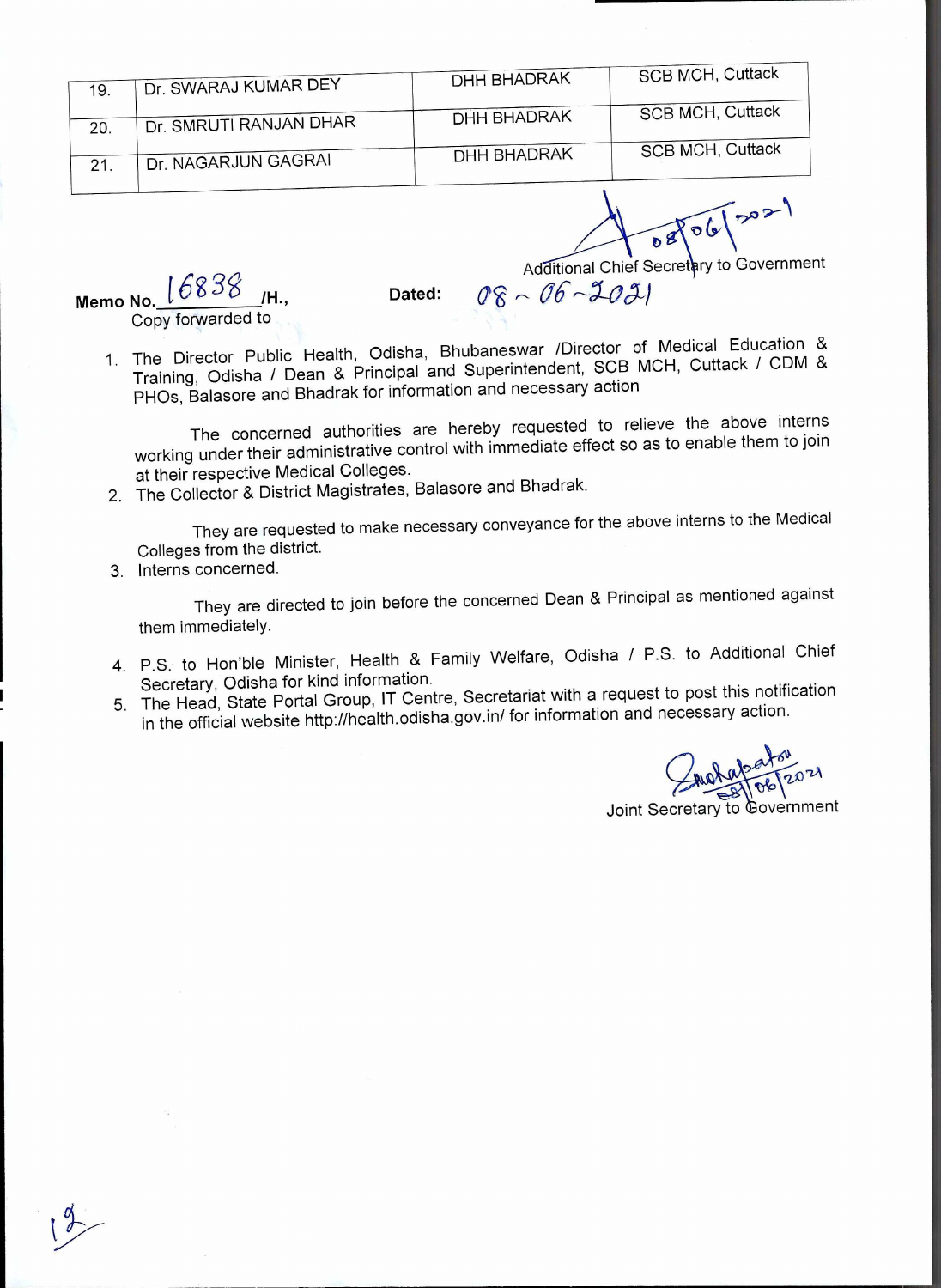| | | | |
|---|---|---|---|
| 19. | Dr. SWARAJ KUMAR DEY | DHH BHADRAK | SCB MCH, Cuttack |
| 20. | Dr. SMRUTI RANJAN DHAR | DHH BHADRAK | SCB MCH, Cuttack |
| 21. | Dr. NAGARJUN GAGRAI | DHH BHADRAK | SCB MCH, Cuttack |

08/06/2021

Additional Chief Secretary to Government

**Memo No.** 16838 **/H.,** **Dated:** 08-06-2021

Copy forwarded to

1. The Director Public Health, Odisha, Bhubaneswar /Director of Medical Education & Training, Odisha / Dean & Principal and Superintendent, SCB MCH, Cuttack / CDM & PHOs, Balasore and Bhadrak for information and necessary action

   The concerned authorities are hereby requested to relieve the above interns working under their administrative control with immediate effect so as to enable them to join at their respective Medical Colleges.

2. The Collector & District Magistrates, Balasore and Bhadrak.

   They are requested to make necessary conveyance for the above interns to the Medical Colleges from the district.

3. Interns concerned.

   They are directed to join before the concerned Dean & Principal as mentioned against them immediately.

4. P.S. to Hon'ble Minister, Health & Family Welfare, Odisha / P.S. to Additional Chief Secretary, Odisha for kind information.
5. The Head, State Portal Group, IT Centre, Secretariat with a request to post this notification in the official website http://health.odisha.gov.in/ for information and necessary action.

08/06/2021

Joint Secretary to Government